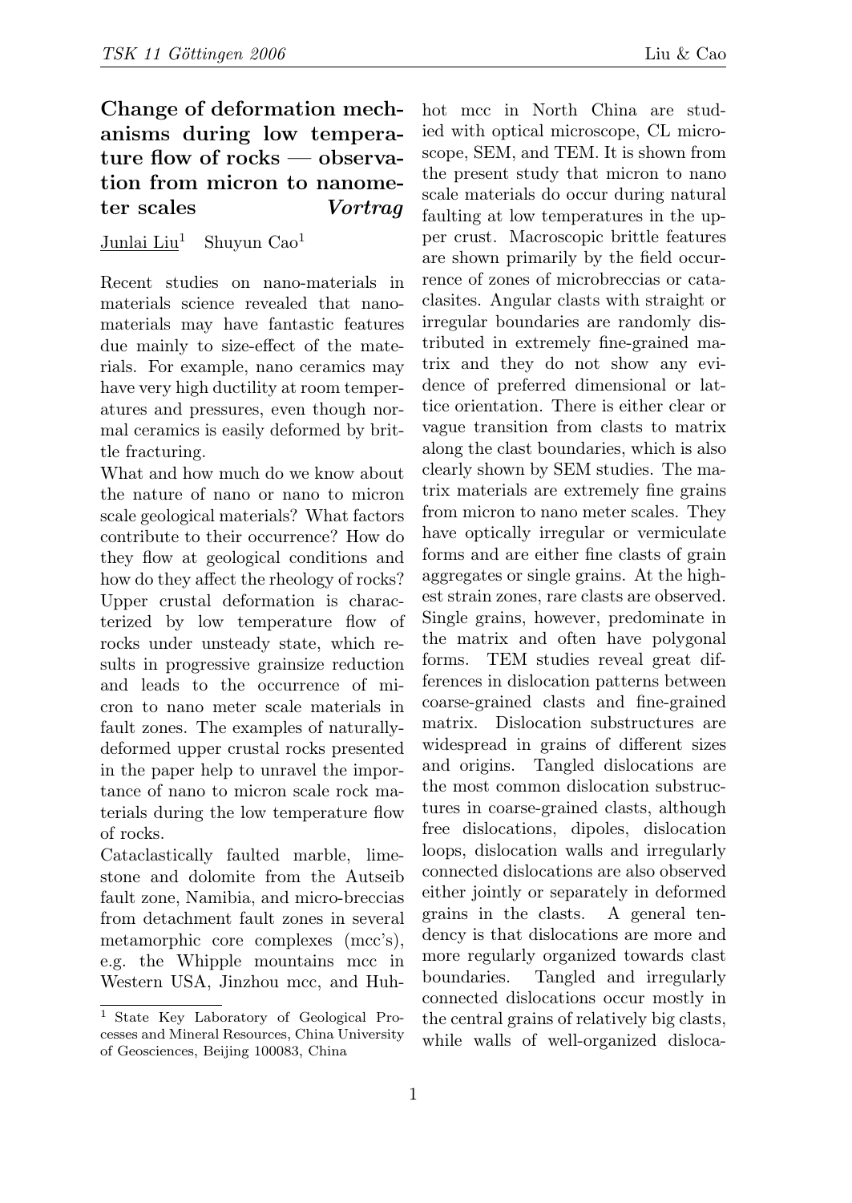# Change of deformation mechanisms during low temperature flow of rocks — observation from micron to nanometer scales *Vortrag*

Junlai Liu[1] Shuyun Cao[1]

Recent studies on nano-materials in materials science revealed that nanomaterials may have fantastic features due mainly to size-effect of the materials. For example, nano ceramics may have very high ductility at room temperatures and pressures, even though normal ceramics is easily deformed by brittle fracturing.

What and how much do we know about the nature of nano or nano to micron scale geological materials? What factors contribute to their occurrence? How do they flow at geological conditions and how do they affect the rheology of rocks? Upper crustal deformation is characterized by low temperature flow of rocks under unsteady state, which results in progressive grainsize reduction and leads to the occurrence of micron to nano meter scale materials in fault zones. The examples of naturally-deformed upper crustal rocks presented in the paper help to unravel the importance of nano to micron scale rock materials during the low temperature flow of rocks.

Cataclastically faulted marble, limestone and dolomite from the Autseib fault zone, Namibia, and micro-breccias from detachment fault zones in several metamorphic core complexes (mcc's), e.g. the Whipple mountains mcc in Western USA, Jinzhou mcc, and Huhhot mcc in North China are studied with optical microscope, CL microscope, SEM, and TEM. It is shown from the present study that micron to nano scale materials do occur during natural faulting at low temperatures in the upper crust. Macroscopic brittle features are shown primarily by the field occurrence of zones of microbreccias or cataclasites. Angular clasts with straight or irregular boundaries are randomly distributed in extremely fine-grained matrix and they do not show any evidence of preferred dimensional or lattice orientation. There is either clear or vague transition from clasts to matrix along the clast boundaries, which is also clearly shown by SEM studies. The matrix materials are extremely fine grains from micron to nano meter scales. They have optically irregular or vermiculate forms and are either fine clasts of grain aggregates or single grains. At the highest strain zones, rare clasts are observed. Single grains, however, predominate in the matrix and often have polygonal forms. TEM studies reveal great differences in dislocation patterns between coarse-grained clasts and fine-grained matrix. Dislocation substructures are widespread in grains of different sizes and origins. Tangled dislocations are the most common dislocation substructures in coarse-grained clasts, although free dislocations, dipoles, dislocation loops, dislocation walls and irregularly connected dislocations are also observed either jointly or separately in deformed grains in the clasts. A general tendency is that dislocations are more and more regularly organized towards clast boundaries. Tangled and irregularly connected dislocations occur mostly in the central grains of relatively big clasts, while walls of well-organized disloca-

[1] State Key Laboratory of Geological Processes and Mineral Resources, China University of Geosciences, Beijing 100083, China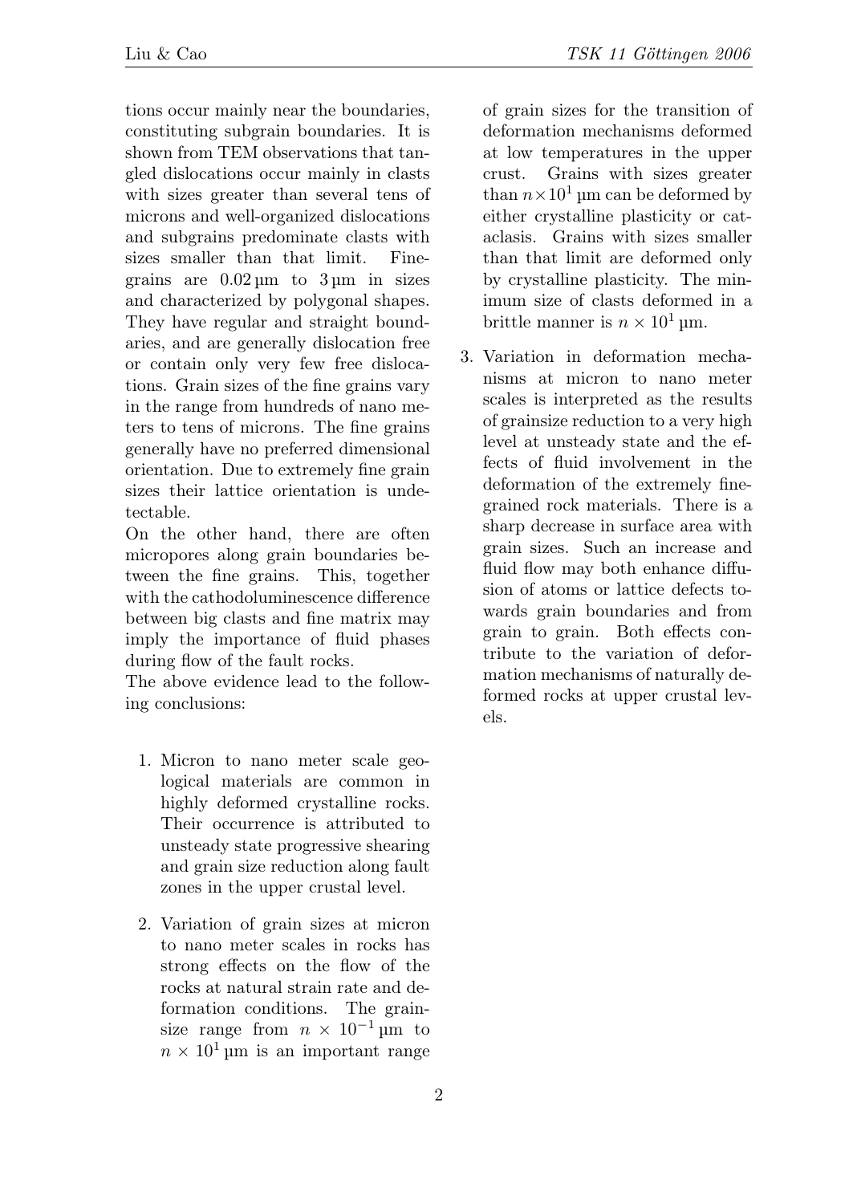tions occur mainly near the boundaries, constituting subgrain boundaries. It is shown from TEM observations that tangled dislocations occur mainly in clasts with sizes greater than several tens of microns and well-organized dislocations and subgrains predominate clasts with sizes smaller than that limit. Fine-grains are $0.02\,\mu\text{m}$ to $3\,\mu\text{m}$ in sizes and characterized by polygonal shapes. They have regular and straight boundaries, and are generally dislocation free or contain only very few free dislocations. Grain sizes of the fine grains vary in the range from hundreds of nano meters to tens of microns. The fine grains generally have no preferred dimensional orientation. Due to extremely fine grain sizes their lattice orientation is undetectable.

On the other hand, there are often micropores along grain boundaries between the fine grains. This, together with the cathodoluminescence difference between big clasts and fine matrix may imply the importance of fluid phases during flow of the fault rocks.

The above evidence lead to the following conclusions:

1. Micron to nano meter scale geological materials are common in highly deformed crystalline rocks. Their occurrence is attributed to unsteady state progressive shearing and grain size reduction along fault zones in the upper crustal level.

2. Variation of grain sizes at micron to nano meter scales in rocks has strong effects on the flow of the rocks at natural strain rate and deformation conditions. The grain-size range from $n \times 10^{-1}\,\mu\text{m}$ to $n \times 10^{1}\,\mu\text{m}$ is an important range of grain sizes for the transition of deformation mechanisms deformed at low temperatures in the upper crust. Grains with sizes greater than $n \times 10^{1}\,\mu\text{m}$ can be deformed by either crystalline plasticity or cataclasis. Grains with sizes smaller than that limit are deformed only by crystalline plasticity. The minimum size of clasts deformed in a brittle manner is $n \times 10^{1}\,\mu\text{m}$.

3. Variation in deformation mechanisms at micron to nano meter scales is interpreted as the results of grainsize reduction to a very high level at unsteady state and the effects of fluid involvement in the deformation of the extremely fine-grained rock materials. There is a sharp decrease in surface area with grain sizes. Such an increase and fluid flow may both enhance diffusion of atoms or lattice defects towards grain boundaries and from grain to grain. Both effects contribute to the variation of deformation mechanisms of naturally deformed rocks at upper crustal levels.